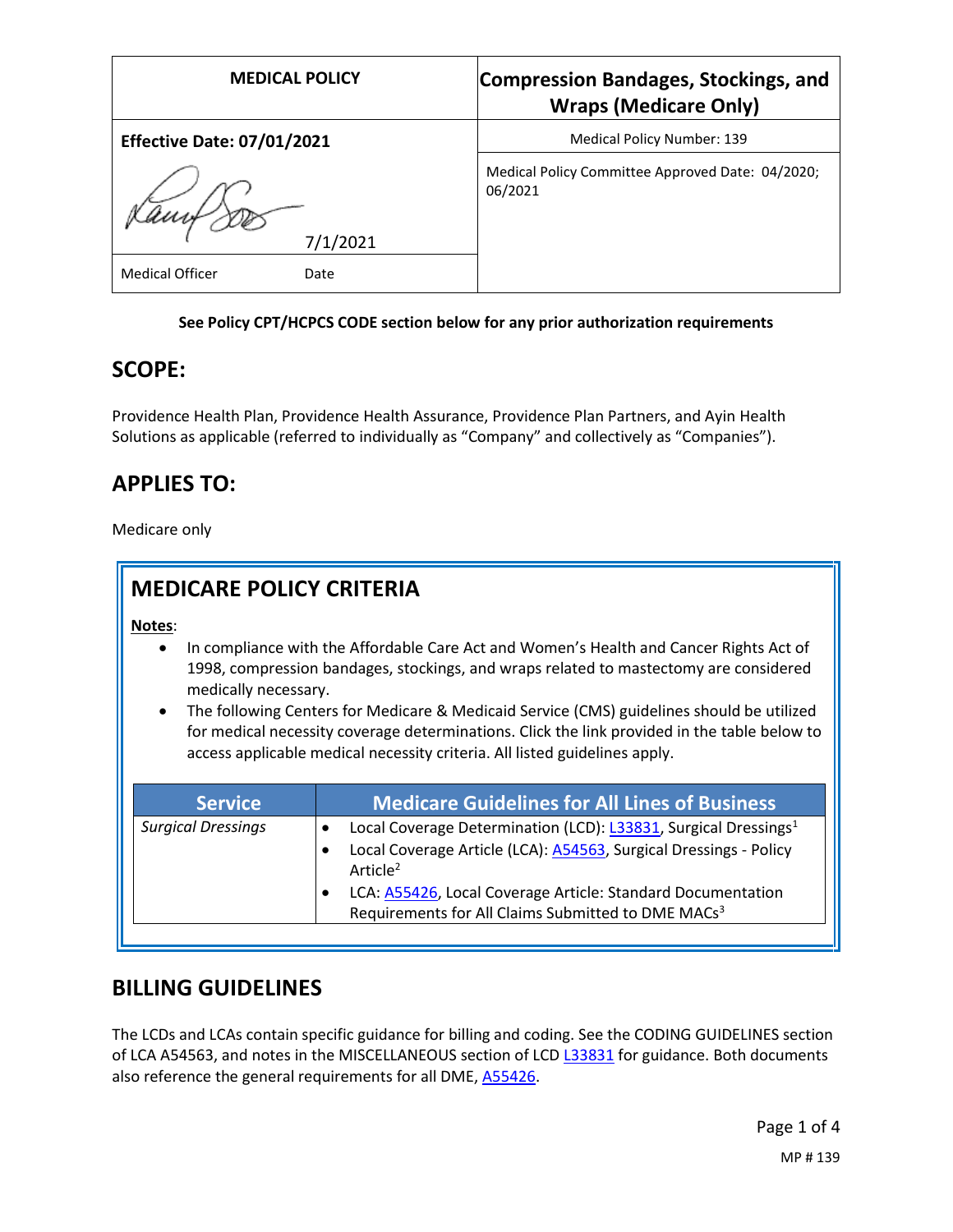| MEDICAL POLICY | Compression Bandages, Stockings, and Wraps (Medicare Only) |
|---|---|
| **Effective Date: 07/01/2021** | Medical Policy Number: 139 |
| 7/1/2021 | Medical Policy Committee Approved Date: 04/2020; 06/2021 |
| Medical Officer Date | |

**See Policy CPT/HCPCS CODE section below for any prior authorization requirements**

## SCOPE:

Providence Health Plan, Providence Health Assurance, Providence Plan Partners, and Ayin Health Solutions as applicable (referred to individually as "Company" and collectively as "Companies").

## APPLIES TO:

Medicare only

## MEDICARE POLICY CRITERIA

**Notes**:

- In compliance with the Affordable Care Act and Women's Health and Cancer Rights Act of 1998, compression bandages, stockings, and wraps related to mastectomy are considered medically necessary.
- The following Centers for Medicare & Medicaid Service (CMS) guidelines should be utilized for medical necessity coverage determinations. Click the link provided in the table below to access applicable medical necessity criteria. All listed guidelines apply.

| Service | Medicare Guidelines for All Lines of Business |
|---|---|
| *Surgical Dressings* | • Local Coverage Determination (LCD): L33831, Surgical Dressings[1] <br> • Local Coverage Article (LCA): A54563, Surgical Dressings - Policy Article[2] <br> • LCA: A55426, Local Coverage Article: Standard Documentation Requirements for All Claims Submitted to DME MACs[3] |

## BILLING GUIDELINES

The LCDs and LCAs contain specific guidance for billing and coding. See the CODING GUIDELINES section of LCA A54563, and notes in the MISCELLANEOUS section of LCD L33831 for guidance. Both documents also reference the general requirements for all DME, A55426.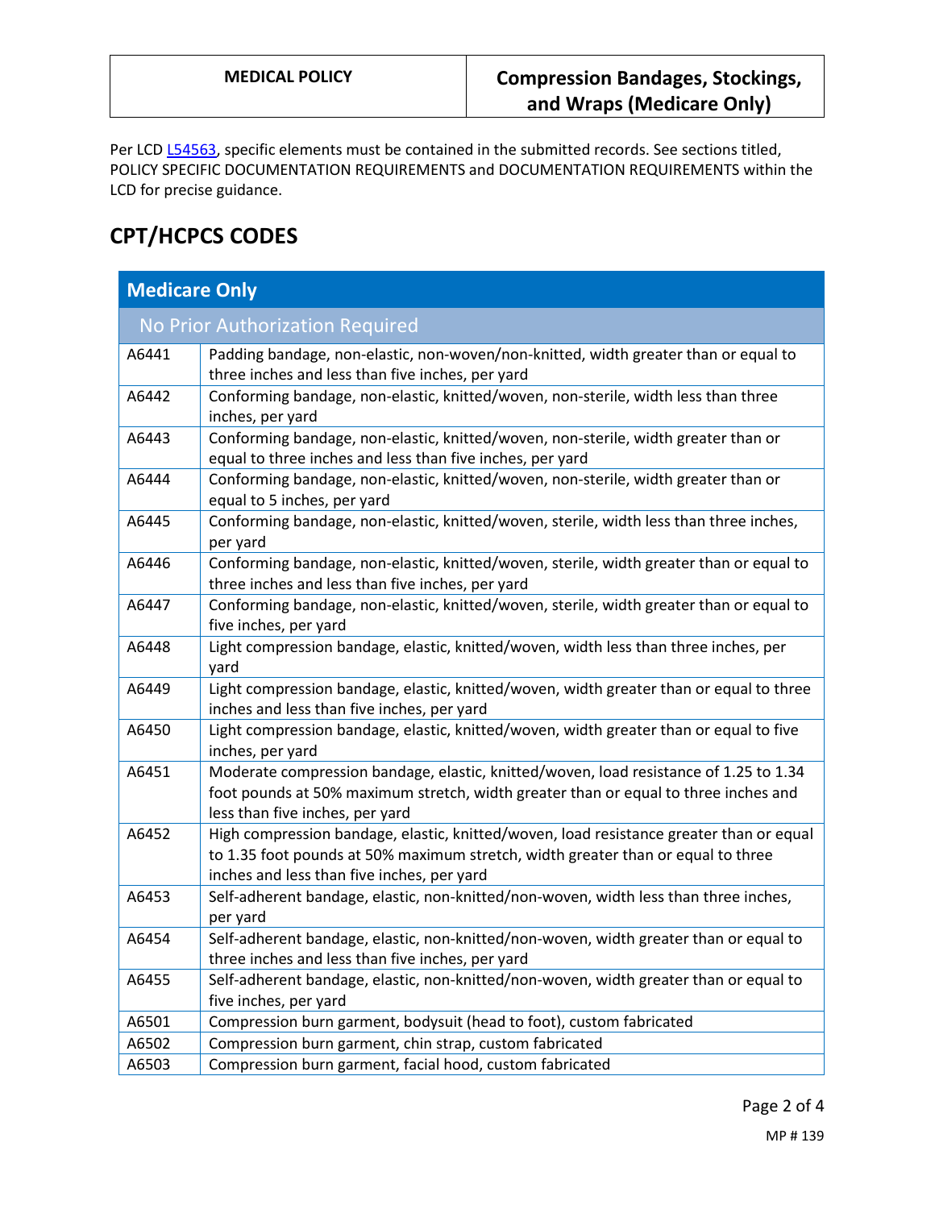Per LCD L54563, specific elements must be contained in the submitted records. See sections titled, POLICY SPECIFIC DOCUMENTATION REQUIREMENTS and DOCUMENTATION REQUIREMENTS within the LCD for precise guidance.

## CPT/HCPCS CODES

| Medicare Only | |
|---|---|
| No Prior Authorization Required | |
| A6441 | Padding bandage, non-elastic, non-woven/non-knitted, width greater than or equal to three inches and less than five inches, per yard |
| A6442 | Conforming bandage, non-elastic, knitted/woven, non-sterile, width less than three inches, per yard |
| A6443 | Conforming bandage, non-elastic, knitted/woven, non-sterile, width greater than or equal to three inches and less than five inches, per yard |
| A6444 | Conforming bandage, non-elastic, knitted/woven, non-sterile, width greater than or equal to 5 inches, per yard |
| A6445 | Conforming bandage, non-elastic, knitted/woven, sterile, width less than three inches, per yard |
| A6446 | Conforming bandage, non-elastic, knitted/woven, sterile, width greater than or equal to three inches and less than five inches, per yard |
| A6447 | Conforming bandage, non-elastic, knitted/woven, sterile, width greater than or equal to five inches, per yard |
| A6448 | Light compression bandage, elastic, knitted/woven, width less than three inches, per yard |
| A6449 | Light compression bandage, elastic, knitted/woven, width greater than or equal to three inches and less than five inches, per yard |
| A6450 | Light compression bandage, elastic, knitted/woven, width greater than or equal to five inches, per yard |
| A6451 | Moderate compression bandage, elastic, knitted/woven, load resistance of 1.25 to 1.34 foot pounds at 50% maximum stretch, width greater than or equal to three inches and less than five inches, per yard |
| A6452 | High compression bandage, elastic, knitted/woven, load resistance greater than or equal to 1.35 foot pounds at 50% maximum stretch, width greater than or equal to three inches and less than five inches, per yard |
| A6453 | Self-adherent bandage, elastic, non-knitted/non-woven, width less than three inches, per yard |
| A6454 | Self-adherent bandage, elastic, non-knitted/non-woven, width greater than or equal to three inches and less than five inches, per yard |
| A6455 | Self-adherent bandage, elastic, non-knitted/non-woven, width greater than or equal to five inches, per yard |
| A6501 | Compression burn garment, bodysuit (head to foot), custom fabricated |
| A6502 | Compression burn garment, chin strap, custom fabricated |
| A6503 | Compression burn garment, facial hood, custom fabricated |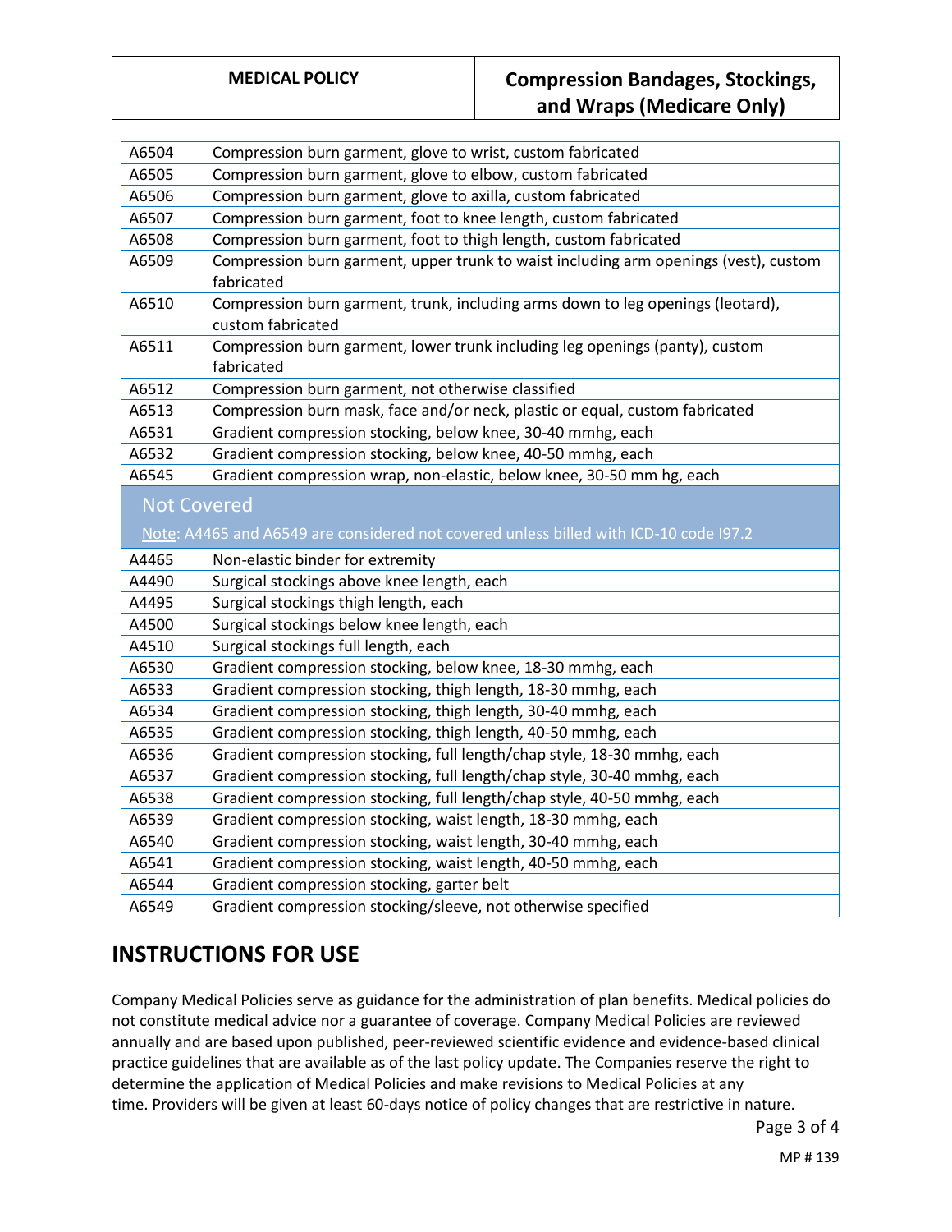| | |
|---|---|
| A6504 | Compression burn garment, glove to wrist, custom fabricated |
| A6505 | Compression burn garment, glove to elbow, custom fabricated |
| A6506 | Compression burn garment, glove to axilla, custom fabricated |
| A6507 | Compression burn garment, foot to knee length, custom fabricated |
| A6508 | Compression burn garment, foot to thigh length, custom fabricated |
| A6509 | Compression burn garment, upper trunk to waist including arm openings (vest), custom fabricated |
| A6510 | Compression burn garment, trunk, including arms down to leg openings (leotard), custom fabricated |
| A6511 | Compression burn garment, lower trunk including leg openings (panty), custom fabricated |
| A6512 | Compression burn garment, not otherwise classified |
| A6513 | Compression burn mask, face and/or neck, plastic or equal, custom fabricated |
| A6531 | Gradient compression stocking, below knee, 30-40 mmhg, each |
| A6532 | Gradient compression stocking, below knee, 40-50 mmhg, each |
| A6545 | Gradient compression wrap, non-elastic, below knee, 30-50 mm hg, each |

**Not Covered**

Note: A4465 and A6549 are considered not covered unless billed with ICD-10 code I97.2

| | |
|---|---|
| A4465 | Non-elastic binder for extremity |
| A4490 | Surgical stockings above knee length, each |
| A4495 | Surgical stockings thigh length, each |
| A4500 | Surgical stockings below knee length, each |
| A4510 | Surgical stockings full length, each |
| A6530 | Gradient compression stocking, below knee, 18-30 mmhg, each |
| A6533 | Gradient compression stocking, thigh length, 18-30 mmhg, each |
| A6534 | Gradient compression stocking, thigh length, 30-40 mmhg, each |
| A6535 | Gradient compression stocking, thigh length, 40-50 mmhg, each |
| A6536 | Gradient compression stocking, full length/chap style, 18-30 mmhg, each |
| A6537 | Gradient compression stocking, full length/chap style, 30-40 mmhg, each |
| A6538 | Gradient compression stocking, full length/chap style, 40-50 mmhg, each |
| A6539 | Gradient compression stocking, waist length, 18-30 mmhg, each |
| A6540 | Gradient compression stocking, waist length, 30-40 mmhg, each |
| A6541 | Gradient compression stocking, waist length, 40-50 mmhg, each |
| A6544 | Gradient compression stocking, garter belt |
| A6549 | Gradient compression stocking/sleeve, not otherwise specified |

## INSTRUCTIONS FOR USE

Company Medical Policies serve as guidance for the administration of plan benefits. Medical policies do not constitute medical advice nor a guarantee of coverage. Company Medical Policies are reviewed annually and are based upon published, peer-reviewed scientific evidence and evidence-based clinical practice guidelines that are available as of the last policy update. The Companies reserve the right to determine the application of Medical Policies and make revisions to Medical Policies at any time. Providers will be given at least 60-days notice of policy changes that are restrictive in nature.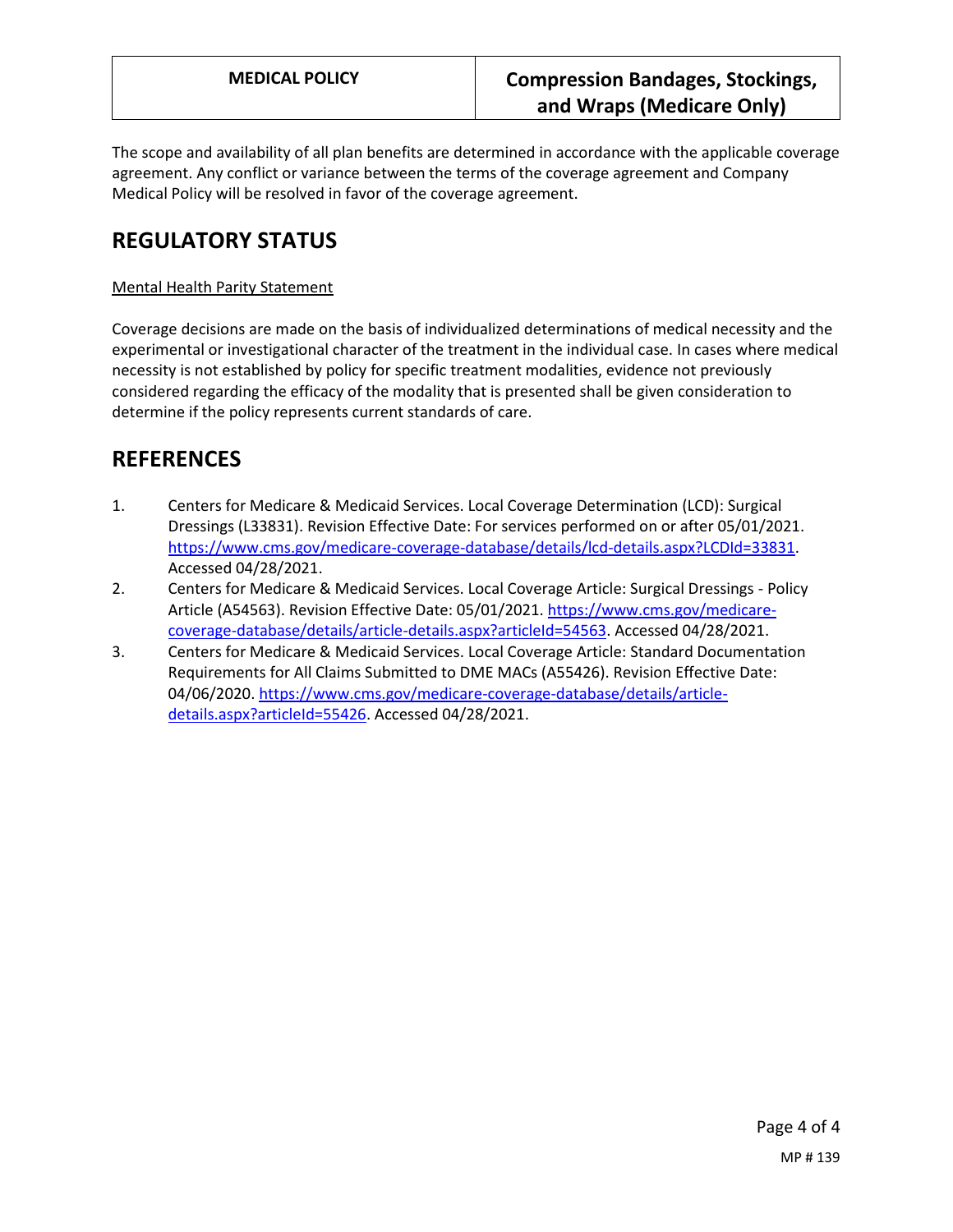The scope and availability of all plan benefits are determined in accordance with the applicable coverage agreement. Any conflict or variance between the terms of the coverage agreement and Company Medical Policy will be resolved in favor of the coverage agreement.

## REGULATORY STATUS

Mental Health Parity Statement

Coverage decisions are made on the basis of individualized determinations of medical necessity and the experimental or investigational character of the treatment in the individual case. In cases where medical necessity is not established by policy for specific treatment modalities, evidence not previously considered regarding the efficacy of the modality that is presented shall be given consideration to determine if the policy represents current standards of care.

## REFERENCES

1. Centers for Medicare & Medicaid Services. Local Coverage Determination (LCD): Surgical Dressings (L33831). Revision Effective Date: For services performed on or after 05/01/2021. https://www.cms.gov/medicare-coverage-database/details/lcd-details.aspx?LCDId=33831. Accessed 04/28/2021.
2. Centers for Medicare & Medicaid Services. Local Coverage Article: Surgical Dressings - Policy Article (A54563). Revision Effective Date: 05/01/2021. https://www.cms.gov/medicare-coverage-database/details/article-details.aspx?articleId=54563. Accessed 04/28/2021.
3. Centers for Medicare & Medicaid Services. Local Coverage Article: Standard Documentation Requirements for All Claims Submitted to DME MACs (A55426). Revision Effective Date: 04/06/2020. https://www.cms.gov/medicare-coverage-database/details/article-details.aspx?articleId=55426. Accessed 04/28/2021.